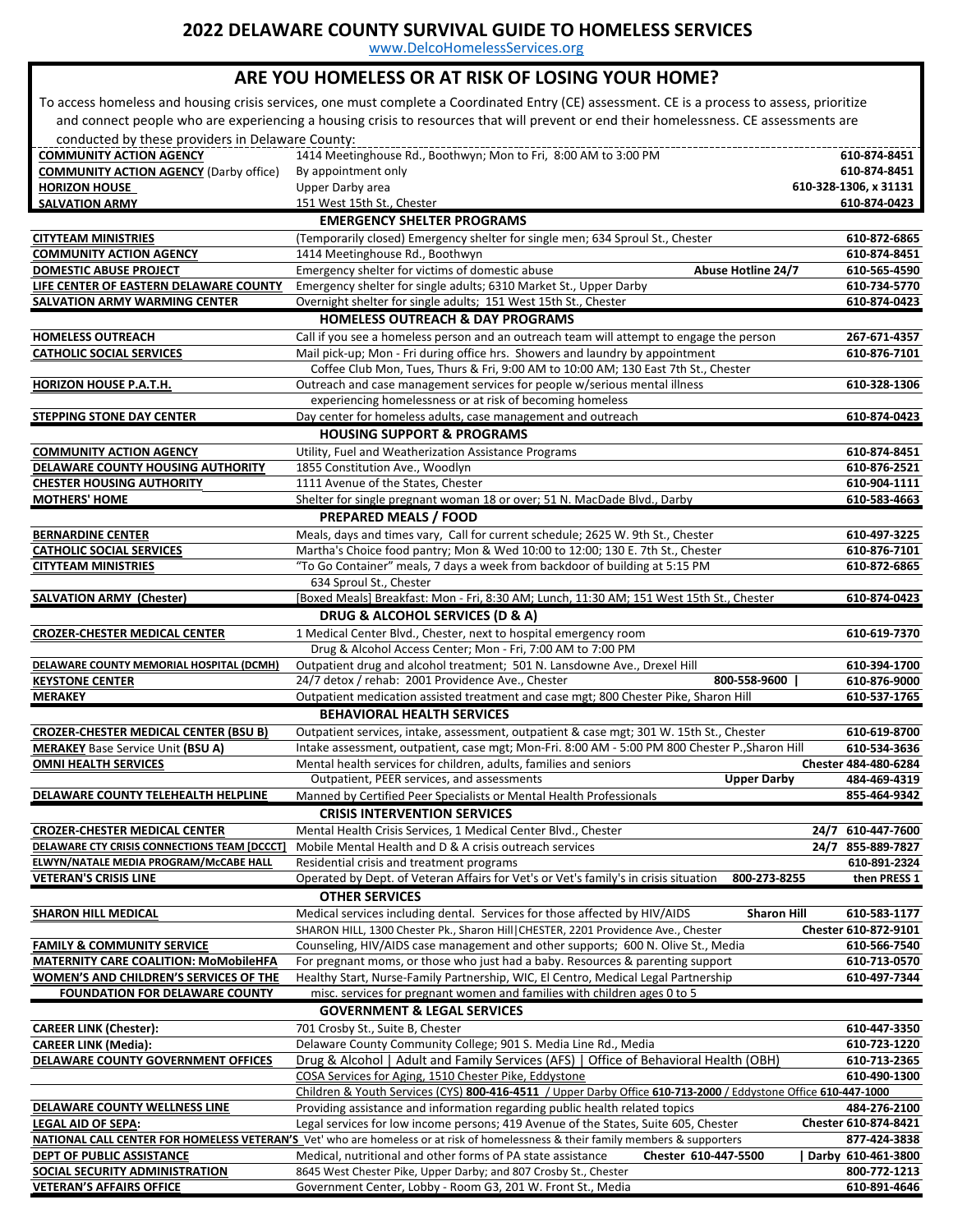# 2022 DELAWARE COUNTY SURVIVAL GUIDE TO HOMELESS SERVICES

www.DelcoHomelessServices.org

## ARE YOU HOMELESS OR AT RISK OF LOSING YOUR HOME?

To access homeless and housing crisis services, one must complete a Coordinated Entry (CE) assessment. CE is a process to assess, prioritize and connect people who are experiencing a housing crisis to resources that will prevent or end their homelessness. CE assessments are conducted by these providers in Delaware County:

| Provider | Details | Phone |
|---|---|---|
| **COMMUNITY ACTION AGENCY** | 1414 Meetinghouse Rd., Boothwyn; Mon to Fri, 8:00 AM to 3:00 PM | 610-874-8451 |
| **COMMUNITY ACTION AGENCY** (Darby office) | By appointment only | 610-874-8451 |
| **HORIZON HOUSE** | Upper Darby area | 610-328-1306, x 31131 |
| **SALVATION ARMY** | 151 West 15th St., Chester | 610-874-0423 |

### EMERGENCY SHELTER PROGRAMS

| Provider | Details | Phone |
|---|---|---|
| **CITYTEAM MINISTRIES** | (Temporarily closed) Emergency shelter for single men; 634 Sproul St., Chester | 610-872-6865 |
| **COMMUNITY ACTION AGENCY** | 1414 Meetinghouse Rd., Boothwyn | 610-874-8451 |
| **DOMESTIC ABUSE PROJECT** | Emergency shelter for victims of domestic abuse — **Abuse Hotline 24/7** | 610-565-4590 |
| **LIFE CENTER OF EASTERN DELAWARE COUNTY** | Emergency shelter for single adults; 6310 Market St., Upper Darby | 610-734-5770 |
| **SALVATION ARMY WARMING CENTER** | Overnight shelter for single adults; 151 West 15th St., Chester | 610-874-0423 |

### HOMELESS OUTREACH & DAY PROGRAMS

| Provider | Details | Phone |
|---|---|---|
| **HOMELESS OUTREACH** | Call if you see a homeless person and an outreach team will attempt to engage the person | 267-671-4357 |
| **CATHOLIC SOCIAL SERVICES** | Mail pick-up; Mon - Fri during office hrs. Showers and laundry by appointment. Coffee Club Mon, Tues, Thurs & Fri, 9:00 AM to 10:00 AM; 130 East 7th St., Chester | 610-876-7101 |
| **HORIZON HOUSE P.A.T.H.** | Outreach and case management services for people w/serious mental illness experiencing homelessness or at risk of becoming homeless | 610-328-1306 |
| **STEPPING STONE DAY CENTER** | Day center for homeless adults, case management and outreach | 610-874-0423 |

### HOUSING SUPPORT & PROGRAMS

| Provider | Details | Phone |
|---|---|---|
| **COMMUNITY ACTION AGENCY** | Utility, Fuel and Weatherization Assistance Programs | 610-874-8451 |
| **DELAWARE COUNTY HOUSING AUTHORITY** | 1855 Constitution Ave., Woodlyn | 610-876-2521 |
| **CHESTER HOUSING AUTHORITY** | 1111 Avenue of the States, Chester | 610-904-1111 |
| **MOTHERS' HOME** | Shelter for single pregnant woman 18 or over; 51 N. MacDade Blvd., Darby | 610-583-4663 |

### PREPARED MEALS / FOOD

| Provider | Details | Phone |
|---|---|---|
| **BERNARDINE CENTER** | Meals, days and times vary, Call for current schedule; 2625 W. 9th St., Chester | 610-497-3225 |
| **CATHOLIC SOCIAL SERVICES** | Martha's Choice food pantry; Mon & Wed 10:00 to 12:00; 130 E. 7th St., Chester | 610-876-7101 |
| **CITYTEAM MINISTRIES** | "To Go Container" meals, 7 days a week from backdoor of building at 5:15 PM; 634 Sproul St., Chester | 610-872-6865 |
| **SALVATION ARMY (Chester)** | [Boxed Meals] Breakfast: Mon - Fri, 8:30 AM; Lunch, 11:30 AM; 151 West 15th St., Chester | 610-874-0423 |

### DRUG & ALCOHOL SERVICES (D & A)

| Provider | Details | Phone |
|---|---|---|
| **CROZER-CHESTER MEDICAL CENTER** | 1 Medical Center Blvd., Chester, next to hospital emergency room. Drug & Alcohol Access Center; Mon - Fri, 7:00 AM to 7:00 PM | 610-619-7370 |
| **DELAWARE COUNTY MEMORIAL HOSPITAL (DCMH)** | Outpatient drug and alcohol treatment; 501 N. Lansdowne Ave., Drexel Hill | 610-394-1700 |
| **KEYSTONE CENTER** | 24/7 detox / rehab: 2001 Providence Ave., Chester | 800-558-9600 \| 610-876-9000 |
| **MERAKEY** | Outpatient medication assisted treatment and case mgt; 800 Chester Pike, Sharon Hill | 610-537-1765 |

### BEHAVIORAL HEALTH SERVICES

| Provider | Details | Phone |
|---|---|---|
| **CROZER-CHESTER MEDICAL CENTER (BSU B)** | Outpatient services, intake, assessment, outpatient & case mgt; 301 W. 15th St., Chester | 610-619-8700 |
| **MERAKEY** Base Service Unit **(BSU A)** | Intake assessment, outpatient, case mgt; Mon-Fri. 8:00 AM - 5:00 PM 800 Chester P.,Sharon Hill | 610-534-3636 |
| **OMNI HEALTH SERVICES** | Mental health services for children, adults, families and seniors. Outpatient, PEER services, and assessments | Chester 484-480-6284; **Upper Darby** 484-469-4319 |
| **DELAWARE COUNTY TELEHEALTH HELPLINE** | Manned by Certified Peer Specialists or Mental Health Professionals | 855-464-9342 |

### CRISIS INTERVENTION SERVICES

| Provider | Details | Phone |
|---|---|---|
| **CROZER-CHESTER MEDICAL CENTER** | Mental Health Crisis Services, 1 Medical Center Blvd., Chester | 24/7 610-447-7600 |
| **DELAWARE CTY CRISIS CONNECTIONS TEAM [DCCCT]** | Mobile Mental Health and D & A crisis outreach services | 24/7 855-889-7827 |
| **ELWYN/NATALE MEDIA PROGRAM/McCABE HALL** | Residential crisis and treatment programs | 610-891-2324 |
| **VETERAN'S CRISIS LINE** | Operated by Dept. of Veteran Affairs for Vet's or Vet's family's in crisis situation | 800-273-8255 then PRESS 1 |

### OTHER SERVICES

| Provider | Details | Phone |
|---|---|---|
| **SHARON HILL MEDICAL** | Medical services including dental. Services for those affected by HIV/AIDS. SHARON HILL, 1300 Chester Pk., Sharon Hill \| CHESTER, 2201 Providence Ave., Chester | **Sharon Hill** 610-583-1177; Chester 610-872-9101 |
| **FAMILY & COMMUNITY SERVICE** | Counseling, HIV/AIDS case management and other supports; 600 N. Olive St., Media | 610-566-7540 |
| **MATERNITY CARE COALITION: MoMobileHFA** | For pregnant moms, or those who just had a baby. Resources & parenting support | 610-713-0570 |
| **WOMEN'S AND CHILDREN'S SERVICES OF THE FOUNDATION FOR DELAWARE COUNTY** | Healthy Start, Nurse-Family Partnership, WIC, El Centro, Medical Legal Partnership misc. services for pregnant women and families with children ages 0 to 5 | 610-497-7344 |

### GOVERNMENT & LEGAL SERVICES

| Provider | Details | Phone |
|---|---|---|
| **CAREER LINK (Chester):** | 701 Crosby St., Suite B, Chester | 610-447-3350 |
| **CAREER LINK (Media):** | Delaware County Community College; 901 S. Media Line Rd., Media | 610-723-1220 |
| **DELAWARE COUNTY GOVERNMENT OFFICES** | Drug & Alcohol \| Adult and Family Services (AFS) \| Office of Behavioral Health (OBH) | 610-713-2365 |
| | COSA Services for Aging, 1510 Chester Pike, Eddystone | 610-490-1300 |
| | Children & Youth Services (CYS) **800-416-4511** / Upper Darby Office **610-713-2000** / Eddystone Office **610-447-1000** | |
| **DELAWARE COUNTY WELLNESS LINE** | Providing assistance and information regarding public health related topics | 484-276-2100 |
| **LEGAL AID OF SEPA:** | Legal services for low income persons; 419 Avenue of the States, Suite 605, Chester | Chester 610-874-8421 |
| **NATIONAL CALL CENTER FOR HOMELESS VETERAN'S** | Vet' who are homeless or at risk of homelessness & their family members & supporters | 877-424-3838 |
| **DEPT OF PUBLIC ASSISTANCE** | Medical, nutritional and other forms of PA state assistance | Chester 610-447-5500 \| Darby 610-461-3800 |
| **SOCIAL SECURITY ADMINISTRATION** | 8645 West Chester Pike, Upper Darby; and 807 Crosby St., Chester | 800-772-1213 |
| **VETERAN'S AFFAIRS OFFICE** | Government Center, Lobby - Room G3, 201 W. Front St., Media | 610-891-4646 |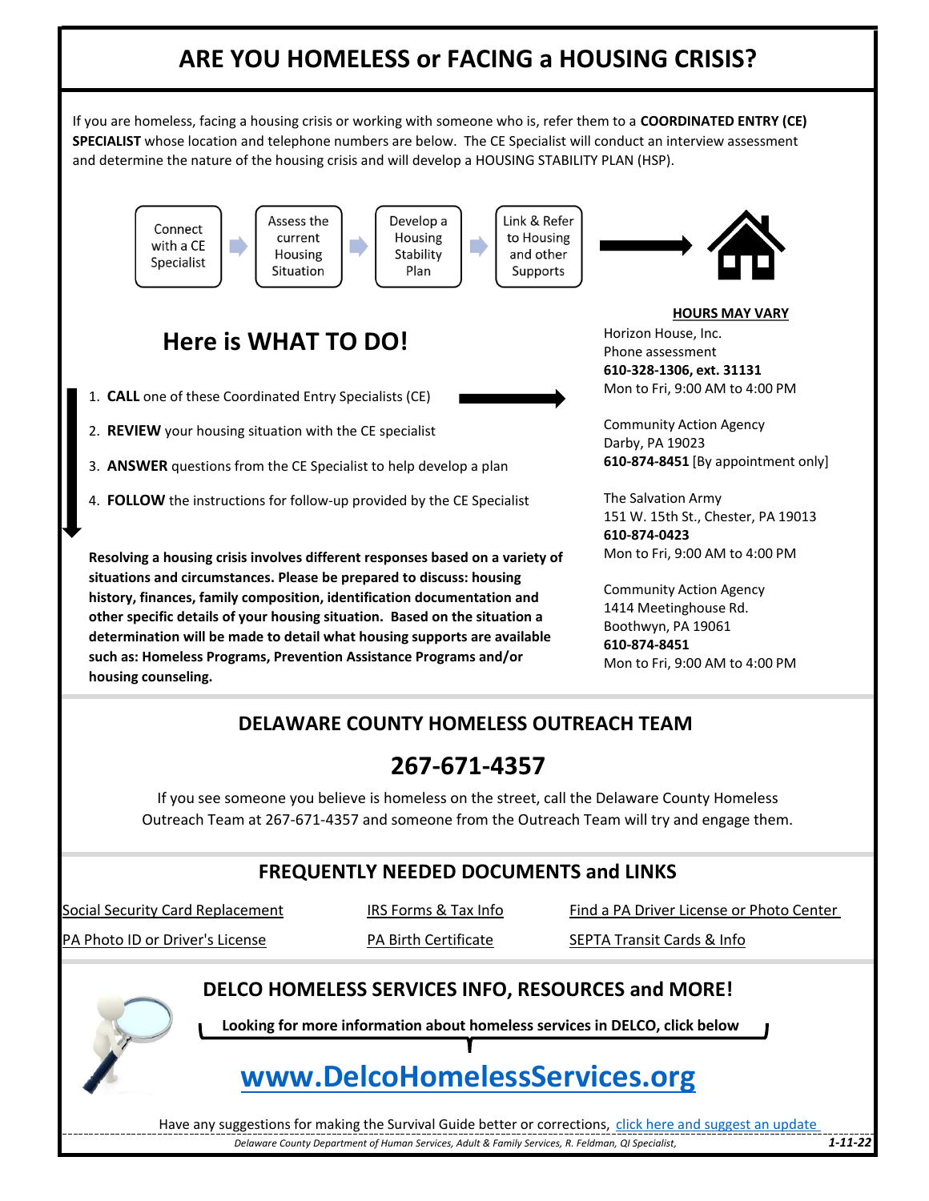# ARE YOU HOMELESS or FACING a HOUSING CRISIS?

If you are homeless, facing a housing crisis or working with someone who is, refer them to a **COORDINATED ENTRY (CE) SPECIALIST** whose location and telephone numbers are below. The CE Specialist will conduct an interview assessment and determine the nature of the housing crisis and will develop a HOUSING STABILITY PLAN (HSP).

Connect with a CE Specialist → Assess the current Housing Situation → Develop a Housing Stability Plan → Link & Refer to Housing and other Supports →

## Here is WHAT TO DO!

1. **CALL** one of these Coordinated Entry Specialists (CE)
2. **REVIEW** your housing situation with the CE specialist
3. **ANSWER** questions from the CE Specialist to help develop a plan
4. **FOLLOW** the instructions for follow-up provided by the CE Specialist

**Resolving a housing crisis involves different responses based on a variety of situations and circumstances. Please be prepared to discuss: housing history, finances, family composition, identification documentation and other specific details of your housing situation. Based on the situation a determination will be made to detail what housing supports are available such as: Homeless Programs, Prevention Assistance Programs and/or housing counseling.**

**HOURS MAY VARY**

Horizon House, Inc.
Phone assessment
**610-328-1306, ext. 31131**
Mon to Fri, 9:00 AM to 4:00 PM

Community Action Agency
Darby, PA 19023
**610-874-8451** [By appointment only]

The Salvation Army
151 W. 15th St., Chester, PA 19013
**610-874-0423**
Mon to Fri, 9:00 AM to 4:00 PM

Community Action Agency
1414 Meetinghouse Rd.
Boothwyn, PA 19061
**610-874-8451**
Mon to Fri, 9:00 AM to 4:00 PM

## DELAWARE COUNTY HOMELESS OUTREACH TEAM

## 267-671-4357

If you see someone you believe is homeless on the street, call the Delaware County Homeless Outreach Team at 267-671-4357 and someone from the Outreach Team will try and engage them.

## FREQUENTLY NEEDED DOCUMENTS and LINKS

Social Security Card Replacement
IRS Forms & Tax Info
Find a PA Driver License or Photo Center
PA Photo ID or Driver's License
PA Birth Certificate
SEPTA Transit Cards & Info

## DELCO HOMELESS SERVICES INFO, RESOURCES and MORE!

**Looking for more information about homeless services in DELCO, click below**

# www.DelcoHomelessServices.org

Have any suggestions for making the Survival Guide better or corrections, click here and suggest an update

*Delaware County Department of Human Services, Adult & Family Services, R. Feldman, QI Specialist,* ***1-11-22***